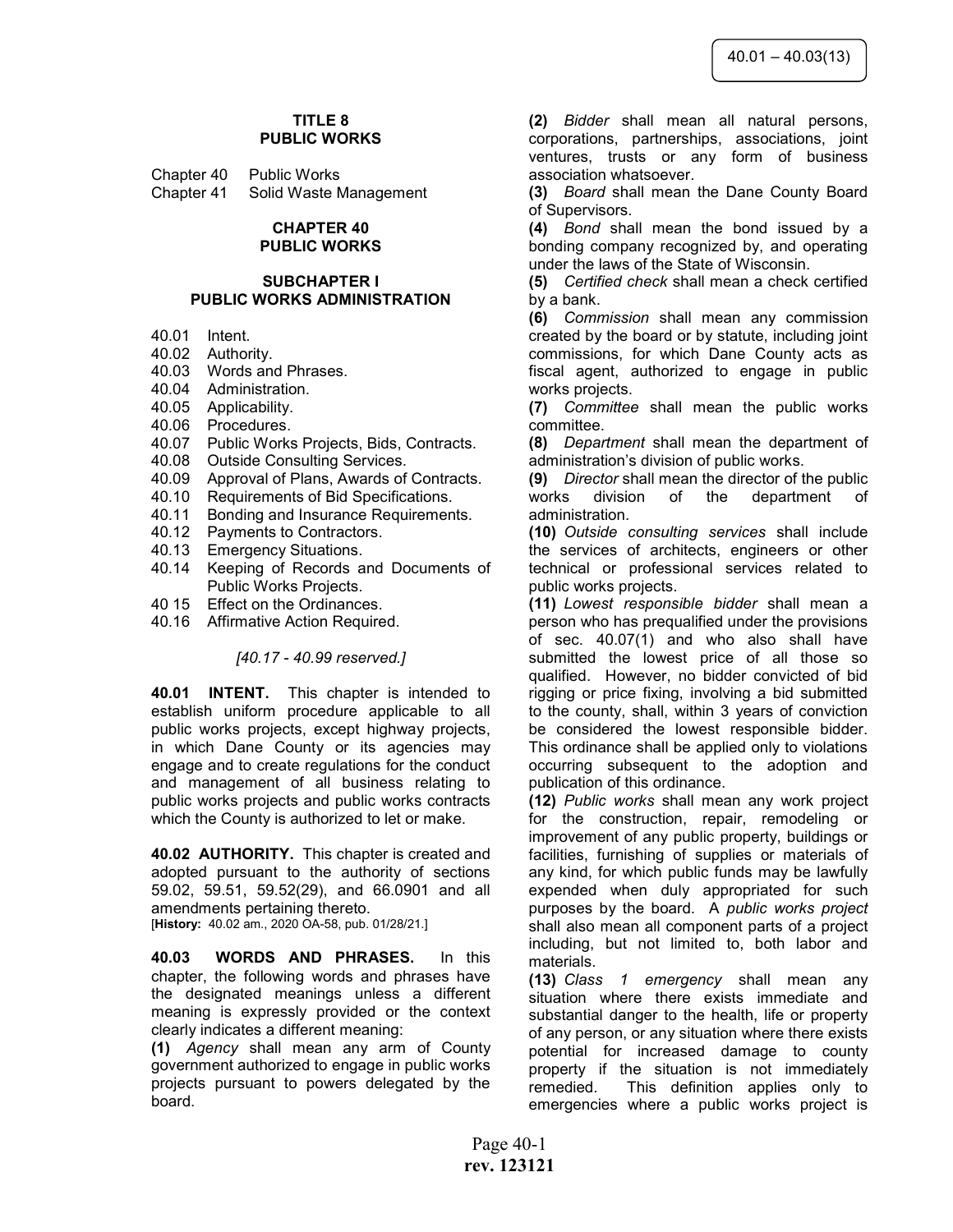# TITLE 8
# PUBLIC WORKS

Chapter 40 Public Works
Chapter 41 Solid Waste Management

## CHAPTER 40
## PUBLIC WORKS

### SUBCHAPTER I
### PUBLIC WORKS ADMINISTRATION

40.01 Intent.
40.02 Authority.
40.03 Words and Phrases.
40.04 Administration.
40.05 Applicability.
40.06 Procedures.
40.07 Public Works Projects, Bids, Contracts.
40.08 Outside Consulting Services.
40.09 Approval of Plans, Awards of Contracts.
40.10 Requirements of Bid Specifications.
40.11 Bonding and Insurance Requirements.
40.12 Payments to Contractors.
40.13 Emergency Situations.
40.14 Keeping of Records and Documents of Public Works Projects.
40 15 Effect on the Ordinances.
40.16 Affirmative Action Required.

*[40.17 - 40.99 reserved.]*

**40.01 INTENT.** This chapter is intended to establish uniform procedure applicable to all public works projects, except highway projects, in which Dane County or its agencies may engage and to create regulations for the conduct and management of all business relating to public works projects and public works contracts which the County is authorized to let or make.

**40.02 AUTHORITY.** This chapter is created and adopted pursuant to the authority of sections 59.02, 59.51, 59.52(29), and 66.0901 and all amendments pertaining thereto.
[**History:** 40.02 am., 2020 OA-58, pub. 01/28/21.]

**40.03 WORDS AND PHRASES.** In this chapter, the following words and phrases have the designated meanings unless a different meaning is expressly provided or the context clearly indicates a different meaning:

**(1)** *Agency* shall mean any arm of County government authorized to engage in public works projects pursuant to powers delegated by the board.

**(2)** *Bidder* shall mean all natural persons, corporations, partnerships, associations, joint ventures, trusts or any form of business association whatsoever.

**(3)** *Board* shall mean the Dane County Board of Supervisors.

**(4)** *Bond* shall mean the bond issued by a bonding company recognized by, and operating under the laws of the State of Wisconsin.

**(5)** *Certified check* shall mean a check certified by a bank.

**(6)** *Commission* shall mean any commission created by the board or by statute, including joint commissions, for which Dane County acts as fiscal agent, authorized to engage in public works projects.

**(7)** *Committee* shall mean the public works committee.

**(8)** *Department* shall mean the department of administration's division of public works.

**(9)** *Director* shall mean the director of the public works division of the department of administration.

**(10)** *Outside consulting services* shall include the services of architects, engineers or other technical or professional services related to public works projects.

**(11)** *Lowest responsible bidder* shall mean a person who has prequalified under the provisions of sec. 40.07(1) and who also shall have submitted the lowest price of all those so qualified. However, no bidder convicted of bid rigging or price fixing, involving a bid submitted to the county, shall, within 3 years of conviction be considered the lowest responsible bidder. This ordinance shall be applied only to violations occurring subsequent to the adoption and publication of this ordinance.

**(12)** *Public works* shall mean any work project for the construction, repair, remodeling or improvement of any public property, buildings or facilities, furnishing of supplies or materials of any kind, for which public funds may be lawfully expended when duly appropriated for such purposes by the board. A *public works project* shall also mean all component parts of a project including, but not limited to, both labor and materials.

**(13)** *Class 1 emergency* shall mean any situation where there exists immediate and substantial danger to the health, life or property of any person, or any situation where there exists potential for increased damage to county property if the situation is not immediately remedied. This definition applies only to emergencies where a public works project is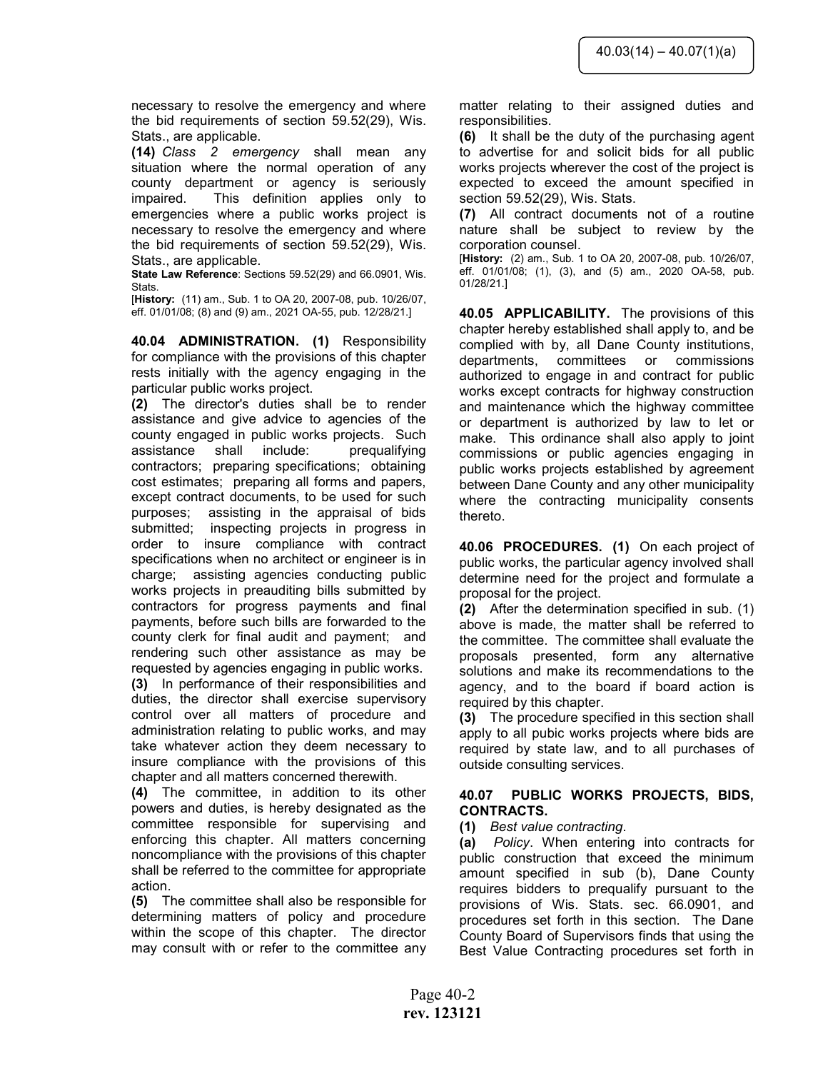necessary to resolve the emergency and where the bid requirements of section 59.52(29), Wis. Stats., are applicable.

**(14)** *Class 2 emergency* shall mean any situation where the normal operation of any county department or agency is seriously impaired. This definition applies only to emergencies where a public works project is necessary to resolve the emergency and where the bid requirements of section 59.52(29), Wis. Stats., are applicable.

**State Law Reference**: Sections 59.52(29) and 66.0901, Wis. Stats.

[**History:** (11) am., Sub. 1 to OA 20, 2007-08, pub. 10/26/07, eff. 01/01/08; (8) and (9) am., 2021 OA-55, pub. 12/28/21.]

**40.04 ADMINISTRATION. (1)** Responsibility for compliance with the provisions of this chapter rests initially with the agency engaging in the particular public works project.

**(2)** The director's duties shall be to render assistance and give advice to agencies of the county engaged in public works projects. Such assistance shall include: prequalifying contractors; preparing specifications; obtaining cost estimates; preparing all forms and papers, except contract documents, to be used for such purposes; assisting in the appraisal of bids submitted; inspecting projects in progress in order to insure compliance with contract specifications when no architect or engineer is in charge; assisting agencies conducting public works projects in preauditing bills submitted by contractors for progress payments and final payments, before such bills are forwarded to the county clerk for final audit and payment; and rendering such other assistance as may be requested by agencies engaging in public works.

**(3)** In performance of their responsibilities and duties, the director shall exercise supervisory control over all matters of procedure and administration relating to public works, and may take whatever action they deem necessary to insure compliance with the provisions of this chapter and all matters concerned therewith.

**(4)** The committee, in addition to its other powers and duties, is hereby designated as the committee responsible for supervising and enforcing this chapter. All matters concerning noncompliance with the provisions of this chapter shall be referred to the committee for appropriate action.

**(5)** The committee shall also be responsible for determining matters of policy and procedure within the scope of this chapter. The director may consult with or refer to the committee any matter relating to their assigned duties and responsibilities.

**(6)** It shall be the duty of the purchasing agent to advertise for and solicit bids for all public works projects wherever the cost of the project is expected to exceed the amount specified in section 59.52(29), Wis. Stats.

**(7)** All contract documents not of a routine nature shall be subject to review by the corporation counsel.

[**History:** (2) am., Sub. 1 to OA 20, 2007-08, pub. 10/26/07, eff. 01/01/08; (1), (3), and (5) am., 2020 OA-58, pub. 01/28/21.]

**40.05 APPLICABILITY.** The provisions of this chapter hereby established shall apply to, and be complied with by, all Dane County institutions, departments, committees or commissions authorized to engage in and contract for public works except contracts for highway construction and maintenance which the highway committee or department is authorized by law to let or make. This ordinance shall also apply to joint commissions or public agencies engaging in public works projects established by agreement between Dane County and any other municipality where the contracting municipality consents thereto.

**40.06 PROCEDURES. (1)** On each project of public works, the particular agency involved shall determine need for the project and formulate a proposal for the project.

**(2)** After the determination specified in sub. (1) above is made, the matter shall be referred to the committee. The committee shall evaluate the proposals presented, form any alternative solutions and make its recommendations to the agency, and to the board if board action is required by this chapter.

**(3)** The procedure specified in this section shall apply to all pubic works projects where bids are required by state law, and to all purchases of outside consulting services.

**40.07 PUBLIC WORKS PROJECTS, BIDS, CONTRACTS.**

**(1)** *Best value contracting*.

**(a)** *Policy*. When entering into contracts for public construction that exceed the minimum amount specified in sub (b), Dane County requires bidders to prequalify pursuant to the provisions of Wis. Stats. sec. 66.0901, and procedures set forth in this section. The Dane County Board of Supervisors finds that using the Best Value Contracting procedures set forth in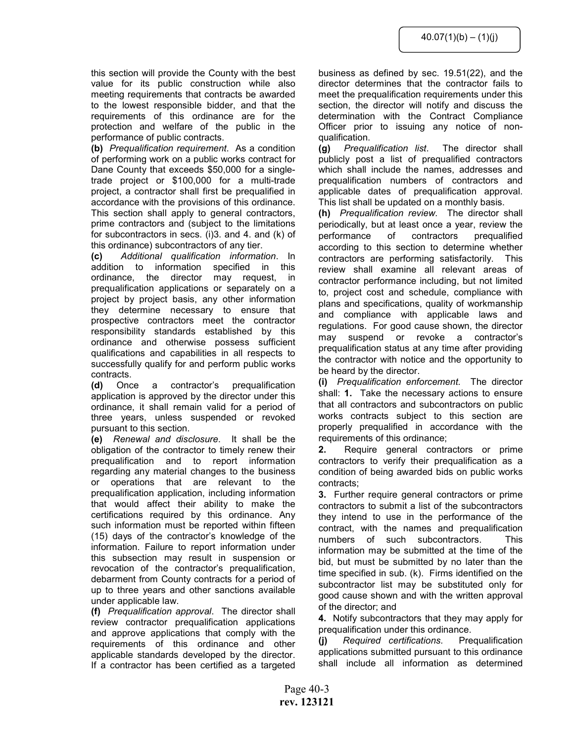this section will provide the County with the best value for its public construction while also meeting requirements that contracts be awarded to the lowest responsible bidder, and that the requirements of this ordinance are for the protection and welfare of the public in the performance of public contracts.

**(b)** *Prequalification requirement*. As a condition of performing work on a public works contract for Dane County that exceeds $50,000 for a single-trade project or $100,000 for a multi-trade project, a contractor shall first be prequalified in accordance with the provisions of this ordinance. This section shall apply to general contractors, prime contractors and (subject to the limitations for subcontractors in secs. (i)3. and 4. and (k) of this ordinance) subcontractors of any tier.

**(c)** *Additional qualification information*. In addition to information specified in this ordinance, the director may request, in prequalification applications or separately on a project by project basis, any other information they determine necessary to ensure that prospective contractors meet the contractor responsibility standards established by this ordinance and otherwise possess sufficient qualifications and capabilities in all respects to successfully qualify for and perform public works contracts.

**(d)** Once a contractor's prequalification application is approved by the director under this ordinance, it shall remain valid for a period of three years, unless suspended or revoked pursuant to this section.

**(e)** *Renewal and disclosure*. It shall be the obligation of the contractor to timely renew their prequalification and to report information regarding any material changes to the business or operations that are relevant to the prequalification application, including information that would affect their ability to make the certifications required by this ordinance. Any such information must be reported within fifteen (15) days of the contractor's knowledge of the information. Failure to report information under this subsection may result in suspension or revocation of the contractor's prequalification, debarment from County contracts for a period of up to three years and other sanctions available under applicable law.

**(f)** *Prequalification approval*. The director shall review contractor prequalification applications and approve applications that comply with the requirements of this ordinance and other applicable standards developed by the director. If a contractor has been certified as a targeted business as defined by sec. 19.51(22), and the director determines that the contractor fails to meet the prequalification requirements under this section, the director will notify and discuss the determination with the Contract Compliance Officer prior to issuing any notice of non-qualification.

**(g)** *Prequalification list*. The director shall publicly post a list of prequalified contractors which shall include the names, addresses and prequalification numbers of contractors and applicable dates of prequalification approval. This list shall be updated on a monthly basis.

**(h)** *Prequalification review.* The director shall periodically, but at least once a year, review the performance of contractors prequalified according to this section to determine whether contractors are performing satisfactorily. This review shall examine all relevant areas of contractor performance including, but not limited to, project cost and schedule, compliance with plans and specifications, quality of workmanship and compliance with applicable laws and regulations. For good cause shown, the director may suspend or revoke a contractor's prequalification status at any time after providing the contractor with notice and the opportunity to be heard by the director.

**(i)** *Prequalification enforcement*. The director shall: **1.** Take the necessary actions to ensure that all contractors and subcontractors on public works contracts subject to this section are properly prequalified in accordance with the requirements of this ordinance;

**2.** Require general contractors or prime contractors to verify their prequalification as a condition of being awarded bids on public works contracts;

**3.** Further require general contractors or prime contractors to submit a list of the subcontractors they intend to use in the performance of the contract, with the names and prequalification numbers of such subcontractors. This information may be submitted at the time of the bid, but must be submitted by no later than the time specified in sub. (k). Firms identified on the subcontractor list may be substituted only for good cause shown and with the written approval of the director; and

**4.** Notify subcontractors that they may apply for prequalification under this ordinance.

**(j)** *Required certifications.* Prequalification applications submitted pursuant to this ordinance shall include all information as determined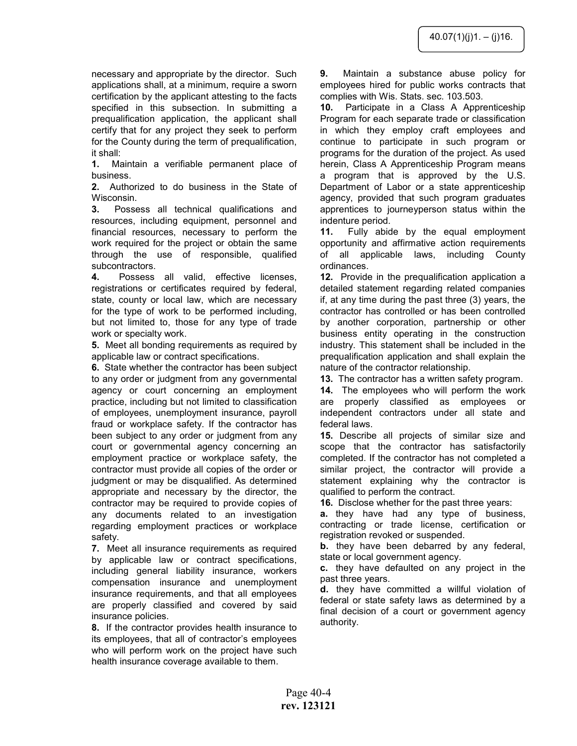necessary and appropriate by the director. Such applications shall, at a minimum, require a sworn certification by the applicant attesting to the facts specified in this subsection. In submitting a prequalification application, the applicant shall certify that for any project they seek to perform for the County during the term of prequalification, it shall:

**1.** Maintain a verifiable permanent place of business.

**2.** Authorized to do business in the State of Wisconsin.

**3.** Possess all technical qualifications and resources, including equipment, personnel and financial resources, necessary to perform the work required for the project or obtain the same through the use of responsible, qualified subcontractors.

**4.** Possess all valid, effective licenses, registrations or certificates required by federal, state, county or local law, which are necessary for the type of work to be performed including, but not limited to, those for any type of trade work or specialty work.

**5.** Meet all bonding requirements as required by applicable law or contract specifications.

**6.** State whether the contractor has been subject to any order or judgment from any governmental agency or court concerning an employment practice, including but not limited to classification of employees, unemployment insurance, payroll fraud or workplace safety. If the contractor has been subject to any order or judgment from any court or governmental agency concerning an employment practice or workplace safety, the contractor must provide all copies of the order or judgment or may be disqualified. As determined appropriate and necessary by the director, the contractor may be required to provide copies of any documents related to an investigation regarding employment practices or workplace safety.

**7.** Meet all insurance requirements as required by applicable law or contract specifications, including general liability insurance, workers compensation insurance and unemployment insurance requirements, and that all employees are properly classified and covered by said insurance policies.

**8.** If the contractor provides health insurance to its employees, that all of contractor's employees who will perform work on the project have such health insurance coverage available to them.

**9.** Maintain a substance abuse policy for employees hired for public works contracts that complies with Wis. Stats. sec. 103.503.

**10.** Participate in a Class A Apprenticeship Program for each separate trade or classification in which they employ craft employees and continue to participate in such program or programs for the duration of the project. As used herein, Class A Apprenticeship Program means a program that is approved by the U.S. Department of Labor or a state apprenticeship agency, provided that such program graduates apprentices to journeyperson status within the indenture period.

**11.** Fully abide by the equal employment opportunity and affirmative action requirements of all applicable laws, including County ordinances.

**12.** Provide in the prequalification application a detailed statement regarding related companies if, at any time during the past three (3) years, the contractor has controlled or has been controlled by another corporation, partnership or other business entity operating in the construction industry. This statement shall be included in the prequalification application and shall explain the nature of the contractor relationship.

**13.** The contractor has a written safety program.

**14.** The employees who will perform the work are properly classified as employees or independent contractors under all state and federal laws.

**15.** Describe all projects of similar size and scope that the contractor has satisfactorily completed. If the contractor has not completed a similar project, the contractor will provide a statement explaining why the contractor is qualified to perform the contract.

**16.** Disclose whether for the past three years:

**a.** they have had any type of business, contracting or trade license, certification or registration revoked or suspended.

**b.** they have been debarred by any federal, state or local government agency.

**c.** they have defaulted on any project in the past three years.

**d.** they have committed a willful violation of federal or state safety laws as determined by a final decision of a court or government agency authority.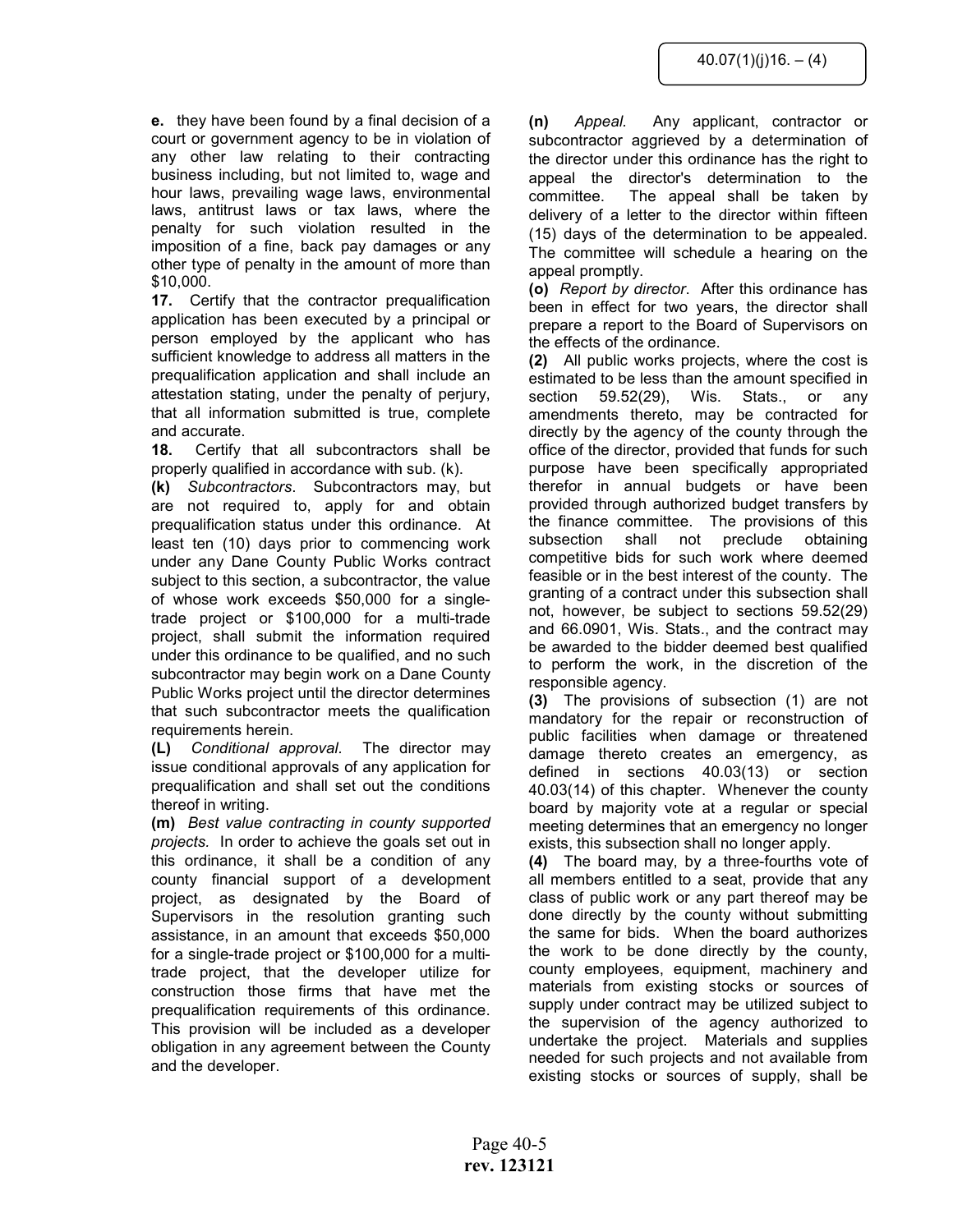**e.** they have been found by a final decision of a court or government agency to be in violation of any other law relating to their contracting business including, but not limited to, wage and hour laws, prevailing wage laws, environmental laws, antitrust laws or tax laws, where the penalty for such violation resulted in the imposition of a fine, back pay damages or any other type of penalty in the amount of more than $10,000.

**17.** Certify that the contractor prequalification application has been executed by a principal or person employed by the applicant who has sufficient knowledge to address all matters in the prequalification application and shall include an attestation stating, under the penalty of perjury, that all information submitted is true, complete and accurate.

**18.** Certify that all subcontractors shall be properly qualified in accordance with sub. (k).

**(k)** *Subcontractors*. Subcontractors may, but are not required to, apply for and obtain prequalification status under this ordinance. At least ten (10) days prior to commencing work under any Dane County Public Works contract subject to this section, a subcontractor, the value of whose work exceeds $50,000 for a single-trade project or $100,000 for a multi-trade project, shall submit the information required under this ordinance to be qualified, and no such subcontractor may begin work on a Dane County Public Works project until the director determines that such subcontractor meets the qualification requirements herein.

**(L)** *Conditional approval*. The director may issue conditional approvals of any application for prequalification and shall set out the conditions thereof in writing.

**(m)** *Best value contracting in county supported projects.* In order to achieve the goals set out in this ordinance, it shall be a condition of any county financial support of a development project, as designated by the Board of Supervisors in the resolution granting such assistance, in an amount that exceeds $50,000 for a single-trade project or $100,000 for a multi-trade project, that the developer utilize for construction those firms that have met the prequalification requirements of this ordinance. This provision will be included as a developer obligation in any agreement between the County and the developer.

**(n)** *Appeal*. Any applicant, contractor or subcontractor aggrieved by a determination of the director under this ordinance has the right to appeal the director's determination to the committee. The appeal shall be taken by delivery of a letter to the director within fifteen (15) days of the determination to be appealed. The committee will schedule a hearing on the appeal promptly.

**(o)** *Report by director*. After this ordinance has been in effect for two years, the director shall prepare a report to the Board of Supervisors on the effects of the ordinance.

**(2)** All public works projects, where the cost is estimated to be less than the amount specified in section 59.52(29), Wis. Stats., or any amendments thereto, may be contracted for directly by the agency of the county through the office of the director, provided that funds for such purpose have been specifically appropriated therefor in annual budgets or have been provided through authorized budget transfers by the finance committee. The provisions of this subsection shall not preclude obtaining competitive bids for such work where deemed feasible or in the best interest of the county. The granting of a contract under this subsection shall not, however, be subject to sections 59.52(29) and 66.0901, Wis. Stats., and the contract may be awarded to the bidder deemed best qualified to perform the work, in the discretion of the responsible agency.

**(3)** The provisions of subsection (1) are not mandatory for the repair or reconstruction of public facilities when damage or threatened damage thereto creates an emergency, as defined in sections 40.03(13) or section 40.03(14) of this chapter. Whenever the county board by majority vote at a regular or special meeting determines that an emergency no longer exists, this subsection shall no longer apply.

**(4)** The board may, by a three-fourths vote of all members entitled to a seat, provide that any class of public work or any part thereof may be done directly by the county without submitting the same for bids. When the board authorizes the work to be done directly by the county, county employees, equipment, machinery and materials from existing stocks or sources of supply under contract may be utilized subject to the supervision of the agency authorized to undertake the project. Materials and supplies needed for such projects and not available from existing stocks or sources of supply, shall be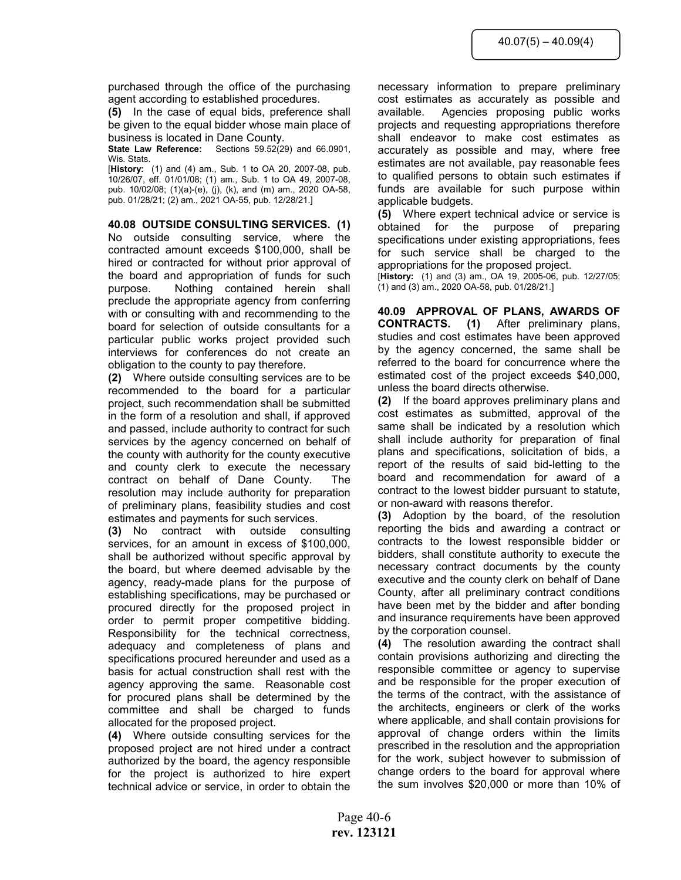purchased through the office of the purchasing agent according to established procedures.

**(5)** In the case of equal bids, preference shall be given to the equal bidder whose main place of business is located in Dane County.

**State Law Reference:** Sections 59.52(29) and 66.0901, Wis. Stats.

[**History:** (1) and (4) am., Sub. 1 to OA 20, 2007-08, pub. 10/26/07, eff. 01/01/08; (1) am., Sub. 1 to OA 49, 2007-08, pub. 10/02/08; (1)(a)-(e), (j), (k), and (m) am., 2020 OA-58, pub. 01/28/21; (2) am., 2021 OA-55, pub. 12/28/21.]

**40.08 OUTSIDE CONSULTING SERVICES. (1)** No outside consulting service, where the contracted amount exceeds $100,000, shall be hired or contracted for without prior approval of the board and appropriation of funds for such purpose. Nothing contained herein shall preclude the appropriate agency from conferring with or consulting with and recommending to the board for selection of outside consultants for a particular public works project provided such interviews for conferences do not create an obligation to the county to pay therefore.

**(2)** Where outside consulting services are to be recommended to the board for a particular project, such recommendation shall be submitted in the form of a resolution and shall, if approved and passed, include authority to contract for such services by the agency concerned on behalf of the county with authority for the county executive and county clerk to execute the necessary contract on behalf of Dane County. The resolution may include authority for preparation of preliminary plans, feasibility studies and cost estimates and payments for such services.

**(3)** No contract with outside consulting services, for an amount in excess of $100,000, shall be authorized without specific approval by the board, but where deemed advisable by the agency, ready-made plans for the purpose of establishing specifications, may be purchased or procured directly for the proposed project in order to permit proper competitive bidding. Responsibility for the technical correctness, adequacy and completeness of plans and specifications procured hereunder and used as a basis for actual construction shall rest with the agency approving the same. Reasonable cost for procured plans shall be determined by the committee and shall be charged to funds allocated for the proposed project.

**(4)** Where outside consulting services for the proposed project are not hired under a contract authorized by the board, the agency responsible for the project is authorized to hire expert technical advice or service, in order to obtain the necessary information to prepare preliminary cost estimates as accurately as possible and available. Agencies proposing public works projects and requesting appropriations therefore shall endeavor to make cost estimates as accurately as possible and may, where free estimates are not available, pay reasonable fees to qualified persons to obtain such estimates if funds are available for such purpose within applicable budgets.

**(5)** Where expert technical advice or service is obtained for the purpose of preparing specifications under existing appropriations, fees for such service shall be charged to the appropriations for the proposed project.

[**History:** (1) and (3) am., OA 19, 2005-06, pub. 12/27/05; (1) and (3) am., 2020 OA-58, pub. 01/28/21.]

**40.09 APPROVAL OF PLANS, AWARDS OF CONTRACTS. (1)** After preliminary plans, studies and cost estimates have been approved by the agency concerned, the same shall be referred to the board for concurrence where the estimated cost of the project exceeds $40,000, unless the board directs otherwise.

**(2)** If the board approves preliminary plans and cost estimates as submitted, approval of the same shall be indicated by a resolution which shall include authority for preparation of final plans and specifications, solicitation of bids, a report of the results of said bid-letting to the board and recommendation for award of a contract to the lowest bidder pursuant to statute, or non-award with reasons therefor.

**(3)** Adoption by the board, of the resolution reporting the bids and awarding a contract or contracts to the lowest responsible bidder or bidders, shall constitute authority to execute the necessary contract documents by the county executive and the county clerk on behalf of Dane County, after all preliminary contract conditions have been met by the bidder and after bonding and insurance requirements have been approved by the corporation counsel.

**(4)** The resolution awarding the contract shall contain provisions authorizing and directing the responsible committee or agency to supervise and be responsible for the proper execution of the terms of the contract, with the assistance of the architects, engineers or clerk of the works where applicable, and shall contain provisions for approval of change orders within the limits prescribed in the resolution and the appropriation for the work, subject however to submission of change orders to the board for approval where the sum involves $20,000 or more than 10% of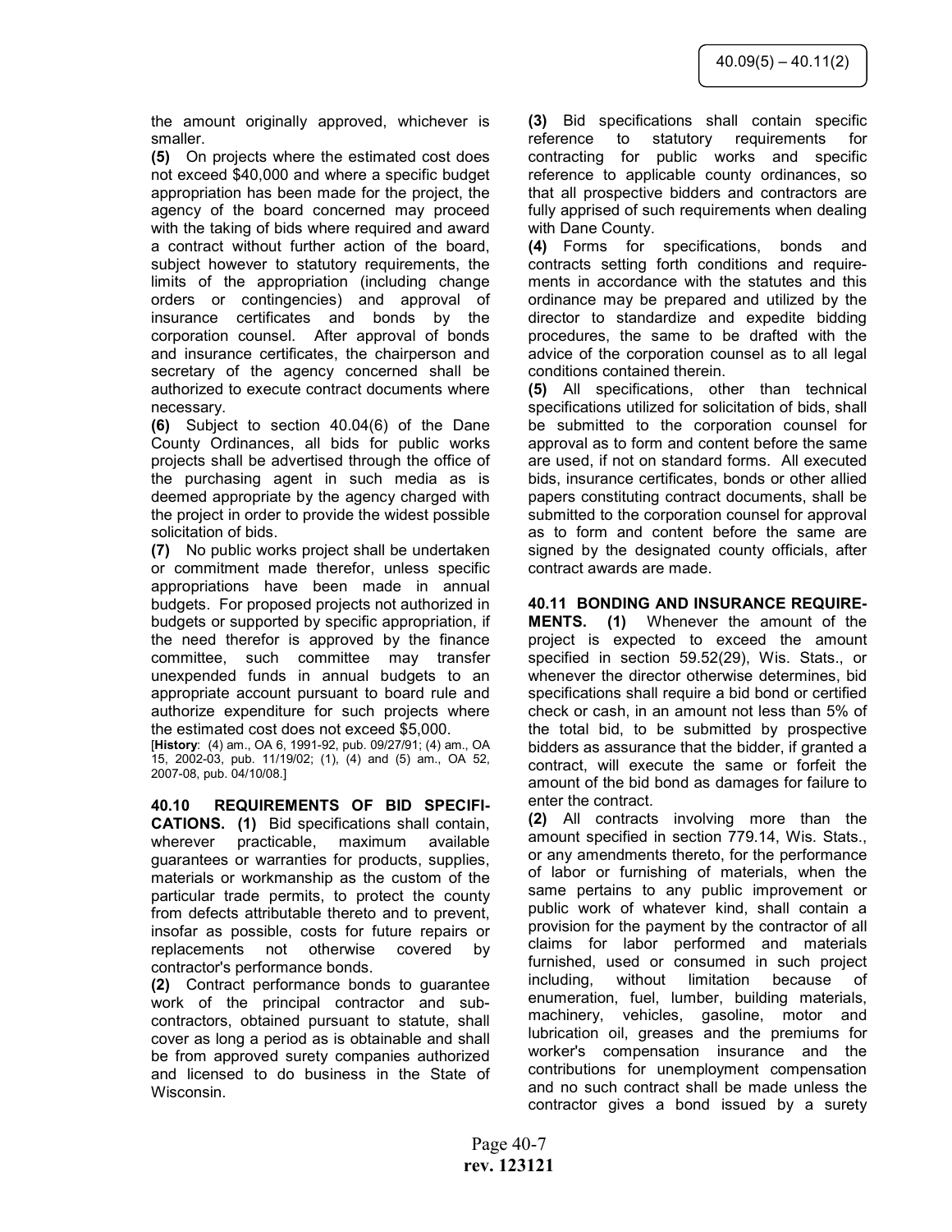the amount originally approved, whichever is smaller.

**(5)** On projects where the estimated cost does not exceed $40,000 and where a specific budget appropriation has been made for the project, the agency of the board concerned may proceed with the taking of bids where required and award a contract without further action of the board, subject however to statutory requirements, the limits of the appropriation (including change orders or contingencies) and approval of insurance certificates and bonds by the corporation counsel. After approval of bonds and insurance certificates, the chairperson and secretary of the agency concerned shall be authorized to execute contract documents where necessary.

**(6)** Subject to section 40.04(6) of the Dane County Ordinances, all bids for public works projects shall be advertised through the office of the purchasing agent in such media as is deemed appropriate by the agency charged with the project in order to provide the widest possible solicitation of bids.

**(7)** No public works project shall be undertaken or commitment made therefor, unless specific appropriations have been made in annual budgets. For proposed projects not authorized in budgets or supported by specific appropriation, if the need therefor is approved by the finance committee, such committee may transfer unexpended funds in annual budgets to an appropriate account pursuant to board rule and authorize expenditure for such projects where the estimated cost does not exceed $5,000.

[**History**: (4) am., OA 6, 1991-92, pub. 09/27/91; (4) am., OA 15, 2002-03, pub. 11/19/02; (1), (4) and (5) am., OA 52, 2007-08, pub. 04/10/08.]

**40.10 REQUIREMENTS OF BID SPECIFICATIONS.** **(1)** Bid specifications shall contain, wherever practicable, maximum available guarantees or warranties for products, supplies, materials or workmanship as the custom of the particular trade permits, to protect the county from defects attributable thereto and to prevent, insofar as possible, costs for future repairs or replacements not otherwise covered by contractor's performance bonds.

**(2)** Contract performance bonds to guarantee work of the principal contractor and subcontractors, obtained pursuant to statute, shall cover as long a period as is obtainable and shall be from approved surety companies authorized and licensed to do business in the State of Wisconsin.

**(3)** Bid specifications shall contain specific reference to statutory requirements for contracting for public works and specific reference to applicable county ordinances, so that all prospective bidders and contractors are fully apprised of such requirements when dealing with Dane County.

**(4)** Forms for specifications, bonds and contracts setting forth conditions and requirements in accordance with the statutes and this ordinance may be prepared and utilized by the director to standardize and expedite bidding procedures, the same to be drafted with the advice of the corporation counsel as to all legal conditions contained therein.

**(5)** All specifications, other than technical specifications utilized for solicitation of bids, shall be submitted to the corporation counsel for approval as to form and content before the same are used, if not on standard forms. All executed bids, insurance certificates, bonds or other allied papers constituting contract documents, shall be submitted to the corporation counsel for approval as to form and content before the same are signed by the designated county officials, after contract awards are made.

**40.11 BONDING AND INSURANCE REQUIREMENTS.** **(1)** Whenever the amount of the project is expected to exceed the amount specified in section 59.52(29), Wis. Stats., or whenever the director otherwise determines, bid specifications shall require a bid bond or certified check or cash, in an amount not less than 5% of the total bid, to be submitted by prospective bidders as assurance that the bidder, if granted a contract, will execute the same or forfeit the amount of the bid bond as damages for failure to enter the contract.

**(2)** All contracts involving more than the amount specified in section 779.14, Wis. Stats., or any amendments thereto, for the performance of labor or furnishing of materials, when the same pertains to any public improvement or public work of whatever kind, shall contain a provision for the payment by the contractor of all claims for labor performed and materials furnished, used or consumed in such project including, without limitation because of enumeration, fuel, lumber, building materials, machinery, vehicles, gasoline, motor and lubrication oil, greases and the premiums for worker's compensation insurance and the contributions for unemployment compensation and no such contract shall be made unless the contractor gives a bond issued by a surety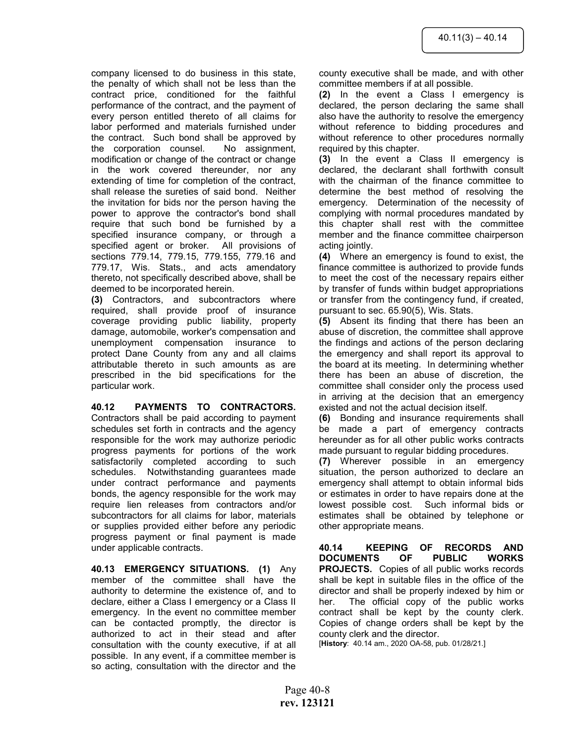company licensed to do business in this state, the penalty of which shall not be less than the contract price, conditioned for the faithful performance of the contract, and the payment of every person entitled thereto of all claims for labor performed and materials furnished under the contract. Such bond shall be approved by the corporation counsel. No assignment, modification or change of the contract or change in the work covered thereunder, nor any extending of time for completion of the contract, shall release the sureties of said bond. Neither the invitation for bids nor the person having the power to approve the contractor's bond shall require that such bond be furnished by a specified insurance company, or through a specified agent or broker. All provisions of sections 779.14, 779.15, 779.155, 779.16 and 779.17, Wis. Stats., and acts amendatory thereto, not specifically described above, shall be deemed to be incorporated herein.

**(3)** Contractors, and subcontractors where required, shall provide proof of insurance coverage providing public liability, property damage, automobile, worker's compensation and unemployment compensation insurance to protect Dane County from any and all claims attributable thereto in such amounts as are prescribed in the bid specifications for the particular work.

**40.12 PAYMENTS TO CONTRACTORS.** Contractors shall be paid according to payment schedules set forth in contracts and the agency responsible for the work may authorize periodic progress payments for portions of the work satisfactorily completed according to such schedules. Notwithstanding guarantees made under contract performance and payments bonds, the agency responsible for the work may require lien releases from contractors and/or subcontractors for all claims for labor, materials or supplies provided either before any periodic progress payment or final payment is made under applicable contracts.

**40.13 EMERGENCY SITUATIONS. (1)** Any member of the committee shall have the authority to determine the existence of, and to declare, either a Class I emergency or a Class II emergency. In the event no committee member can be contacted promptly, the director is authorized to act in their stead and after consultation with the county executive, if at all possible. In any event, if a committee member is so acting, consultation with the director and the county executive shall be made, and with other committee members if at all possible.

**(2)** In the event a Class I emergency is declared, the person declaring the same shall also have the authority to resolve the emergency without reference to bidding procedures and without reference to other procedures normally required by this chapter.

**(3)** In the event a Class II emergency is declared, the declarant shall forthwith consult with the chairman of the finance committee to determine the best method of resolving the emergency. Determination of the necessity of complying with normal procedures mandated by this chapter shall rest with the committee member and the finance committee chairperson acting jointly.

**(4)** Where an emergency is found to exist, the finance committee is authorized to provide funds to meet the cost of the necessary repairs either by transfer of funds within budget appropriations or transfer from the contingency fund, if created, pursuant to sec. 65.90(5), Wis. Stats.

**(5)** Absent its finding that there has been an abuse of discretion, the committee shall approve the findings and actions of the person declaring the emergency and shall report its approval to the board at its meeting. In determining whether there has been an abuse of discretion, the committee shall consider only the process used in arriving at the decision that an emergency existed and not the actual decision itself.

**(6)** Bonding and insurance requirements shall be made a part of emergency contracts hereunder as for all other public works contracts made pursuant to regular bidding procedures.

**(7)** Wherever possible in an emergency situation, the person authorized to declare an emergency shall attempt to obtain informal bids or estimates in order to have repairs done at the lowest possible cost. Such informal bids or estimates shall be obtained by telephone or other appropriate means.

**40.14 KEEPING OF RECORDS AND DOCUMENTS OF PUBLIC WORKS PROJECTS.** Copies of all public works records shall be kept in suitable files in the office of the director and shall be properly indexed by him or her. The official copy of the public works contract shall be kept by the county clerk. Copies of change orders shall be kept by the county clerk and the director.

[**History**: 40.14 am., 2020 OA-58, pub. 01/28/21.]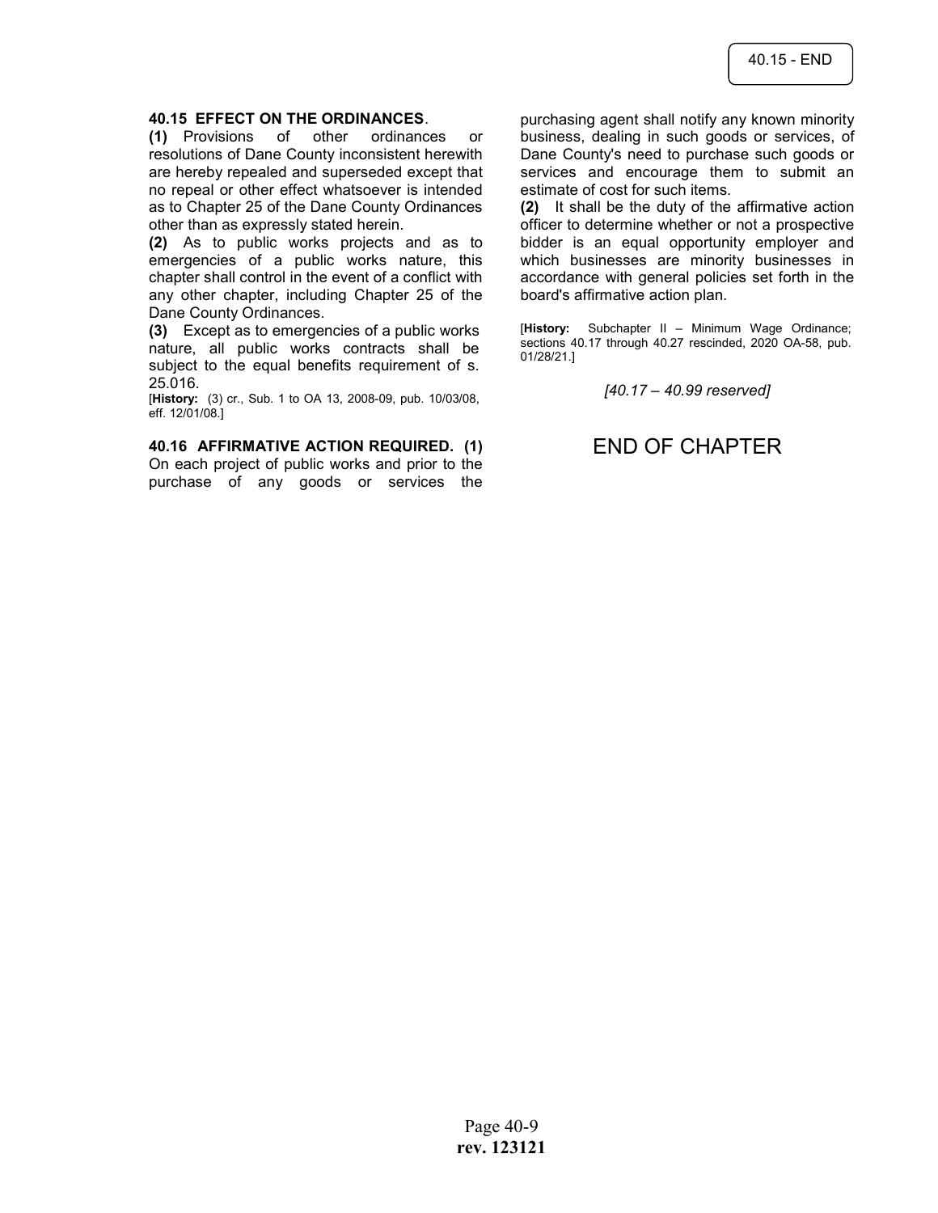**40.15 EFFECT ON THE ORDINANCES**.

**(1)** Provisions of other ordinances or resolutions of Dane County inconsistent herewith are hereby repealed and superseded except that no repeal or other effect whatsoever is intended as to Chapter 25 of the Dane County Ordinances other than as expressly stated herein.

**(2)** As to public works projects and as to emergencies of a public works nature, this chapter shall control in the event of a conflict with any other chapter, including Chapter 25 of the Dane County Ordinances.

**(3)** Except as to emergencies of a public works nature, all public works contracts shall be subject to the equal benefits requirement of s. 25.016.

[**History:** (3) cr., Sub. 1 to OA 13, 2008-09, pub. 10/03/08, eff. 12/01/08.]

**40.16 AFFIRMATIVE ACTION REQUIRED. (1)** On each project of public works and prior to the purchase of any goods or services the purchasing agent shall notify any known minority business, dealing in such goods or services, of Dane County's need to purchase such goods or services and encourage them to submit an estimate of cost for such items.

**(2)** It shall be the duty of the affirmative action officer to determine whether or not a prospective bidder is an equal opportunity employer and which businesses are minority businesses in accordance with general policies set forth in the board's affirmative action plan.

[**History:** Subchapter II – Minimum Wage Ordinance; sections 40.17 through 40.27 rescinded, 2020 OA-58, pub. 01/28/21.]

*[40.17 – 40.99 reserved]*

END OF CHAPTER